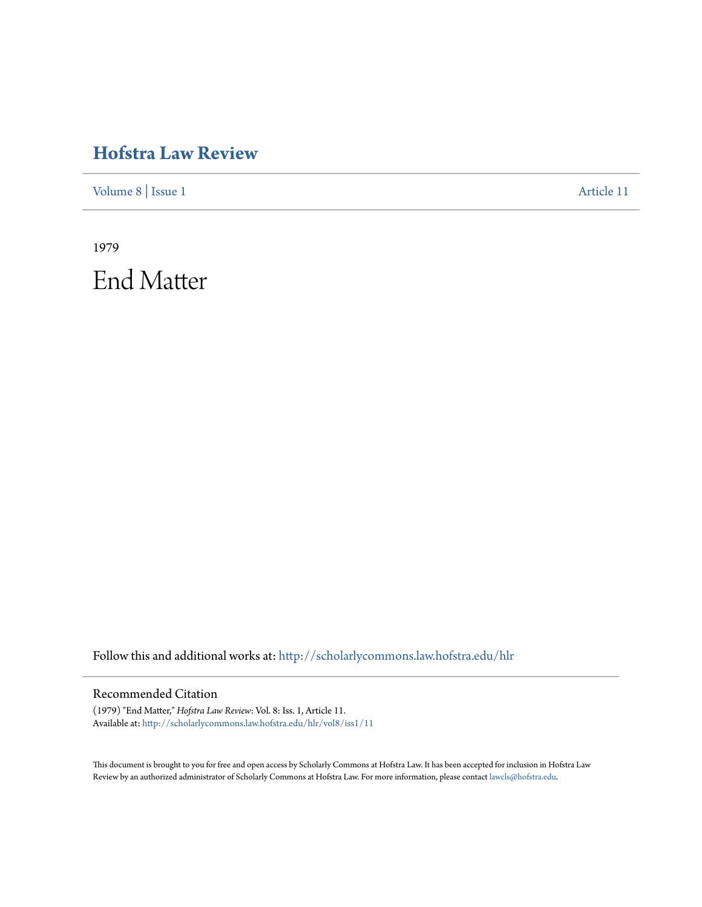# Hofstra Law Review

Volume 8 | Issue 1 Article 11

1979

# End Matter

Follow this and additional works at: http://scholarlycommons.law.hofstra.edu/hlr

## Recommended Citation

(1979) "End Matter," *Hofstra Law Review*: Vol. 8: Iss. 1, Article 11.
Available at: http://scholarlycommons.law.hofstra.edu/hlr/vol8/iss1/11

This document is brought to you for free and open access by Scholarly Commons at Hofstra Law. It has been accepted for inclusion in Hofstra Law Review by an authorized administrator of Scholarly Commons at Hofstra Law. For more information, please contact lawcls@hofstra.edu.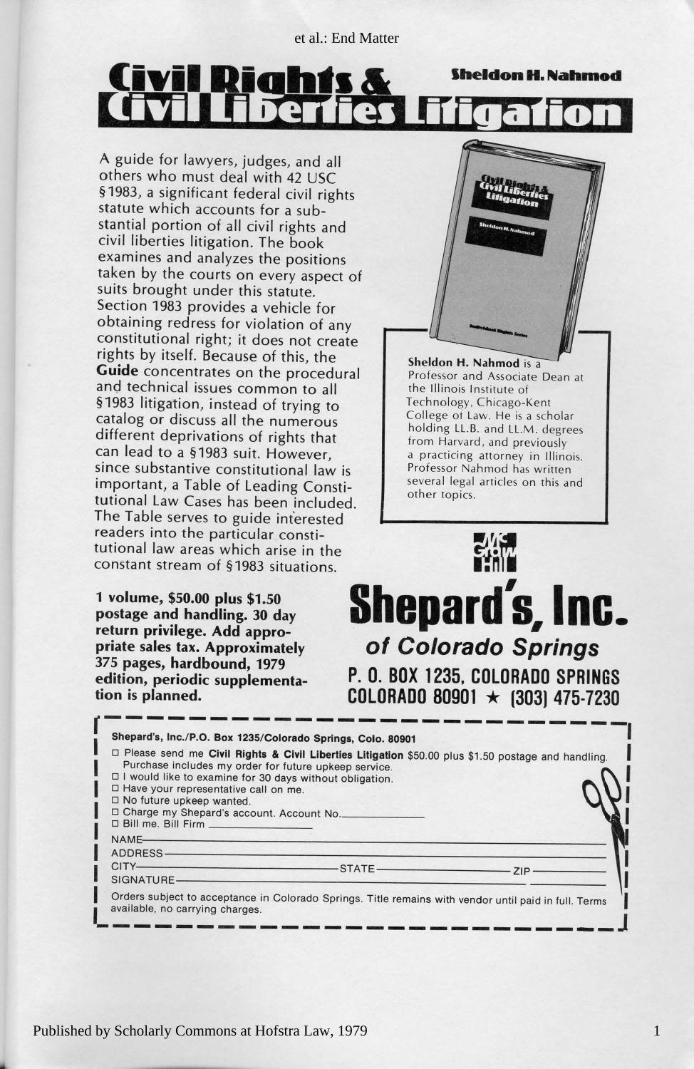# Civil Rights & Civil Liberties Litigation

**Sheldon H. Nahmod**

A guide for lawyers, judges, and all others who must deal with 42 USC §1983, a significant federal civil rights statute which accounts for a substantial portion of all civil rights and civil liberties litigation. The book examines and analyzes the positions taken by the courts on every aspect of suits brought under this statute. Section 1983 provides a vehicle for obtaining redress for violation of any constitutional right; it does not create rights by itself. Because of this, the **Guide** concentrates on the procedural and technical issues common to all §1983 litigation, instead of trying to catalog or discuss all the numerous different deprivations of rights that can lead to a §1983 suit. However, since substantive constitutional law is important, a Table of Leading Constitutional Law Cases has been included. The Table serves to guide interested readers into the particular constitutional law areas which arise in the constant stream of §1983 situations.

**Sheldon H. Nahmod** is a Professor and Associate Dean at the Illinois Institute of Technology, Chicago-Kent College of Law. He is a scholar holding LL.B. and LL.M. degrees from Harvard, and previously a practicing attorney in Illinois. Professor Nahmod has written several legal articles on this and other topics.

**1 volume, $50.00 plus $1.50 postage and handling. 30 day return privilege. Add appropriate sales tax. Approximately 375 pages, hardbound, 1979 edition, periodic supplementation is planned.**

McGraw-Hill

## Shepard's, Inc.

### *of Colorado Springs*

**P. O. BOX 1235, COLORADO SPRINGS COLORADO 80901 ★ (303) 475-7230**

---

**Shepard's, Inc./P.O. Box 1235/Colorado Springs, Colo. 80901**

☐ Please send me **Civil Rights & Civil Liberties Litigation** $50.00 plus $1.50 postage and handling. Purchase includes my order for future upkeep service.
☐ I would like to examine for 30 days without obligation.
☐ Have your representative call on me.
☐ No future upkeep wanted.
☐ Charge my Shepard's account. Account No.______________
☐ Bill me. Bill Firm ______________

NAME______________
ADDRESS______________
CITY______________ STATE______________ ZIP______________
SIGNATURE______________

Orders subject to acceptance in Colorado Springs. Title remains with vendor until paid in full. Terms available, no carrying charges.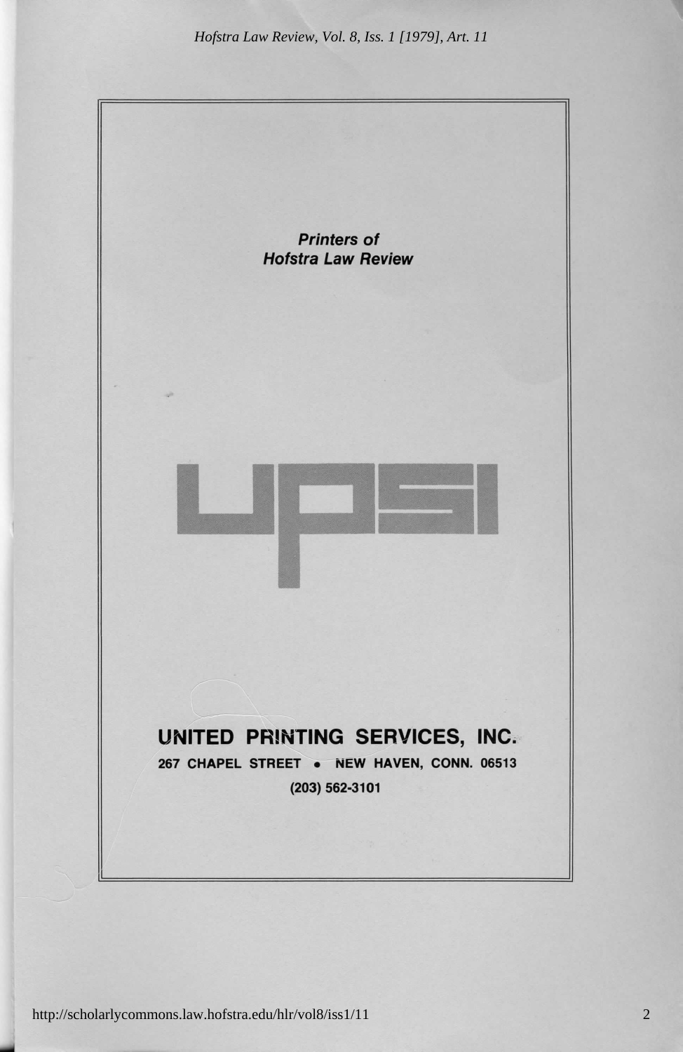***Printers of Hofstra Law Review***

UPSI

**UNITED PRINTING SERVICES, INC.**

**267 CHAPEL STREET • NEW HAVEN, CONN. 06513**

**(203) 562-3101**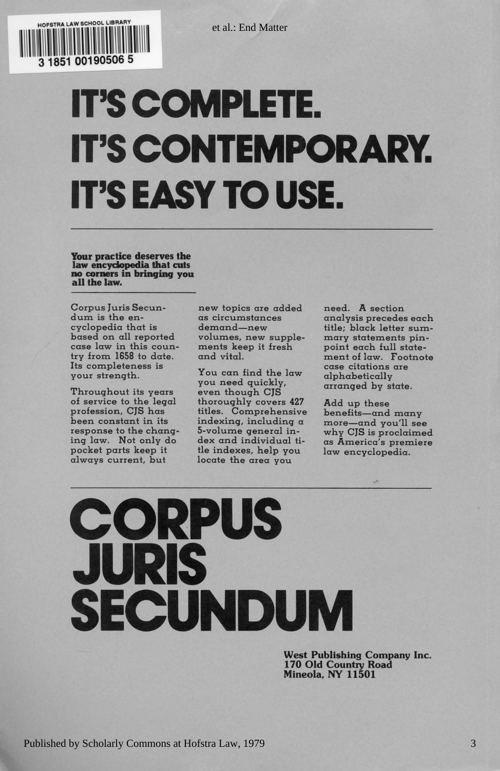# IT'S COMPLETE.
# IT'S CONTEMPORARY.
# IT'S EASY TO USE.

---

**Your practice deserves the law encyclopedia that cuts no corners in bringing you all the law.**

Corpus Juris Secundum is the encyclopedia that is based on all reported case law in this country from 1658 to date. Its completeness is your strength.

Throughout its years of service to the legal profession, CJS has been constant in its response to the changing law. Not only do pocket parts keep it always current, but new topics are added as circumstances demand—new volumes, new supplements keep it fresh and vital.

You can find the law you need quickly, even though CJS thoroughly covers 427 titles. Comprehensive indexing, including a 5-volume general index and individual title indexes, help you locate the area you need. A section analysis precedes each title; black letter summary statements pinpoint each full statement of law. Footnote case citations are alphabetically arranged by state.

Add up these benefits—and many more—and you'll see why CJS is proclaimed as America's premiere law encyclopedia.

---

# CORPUS JURIS SECUNDUM

**West Publishing Company Inc.**
**170 Old Country Road**
**Mineola, NY 11501**